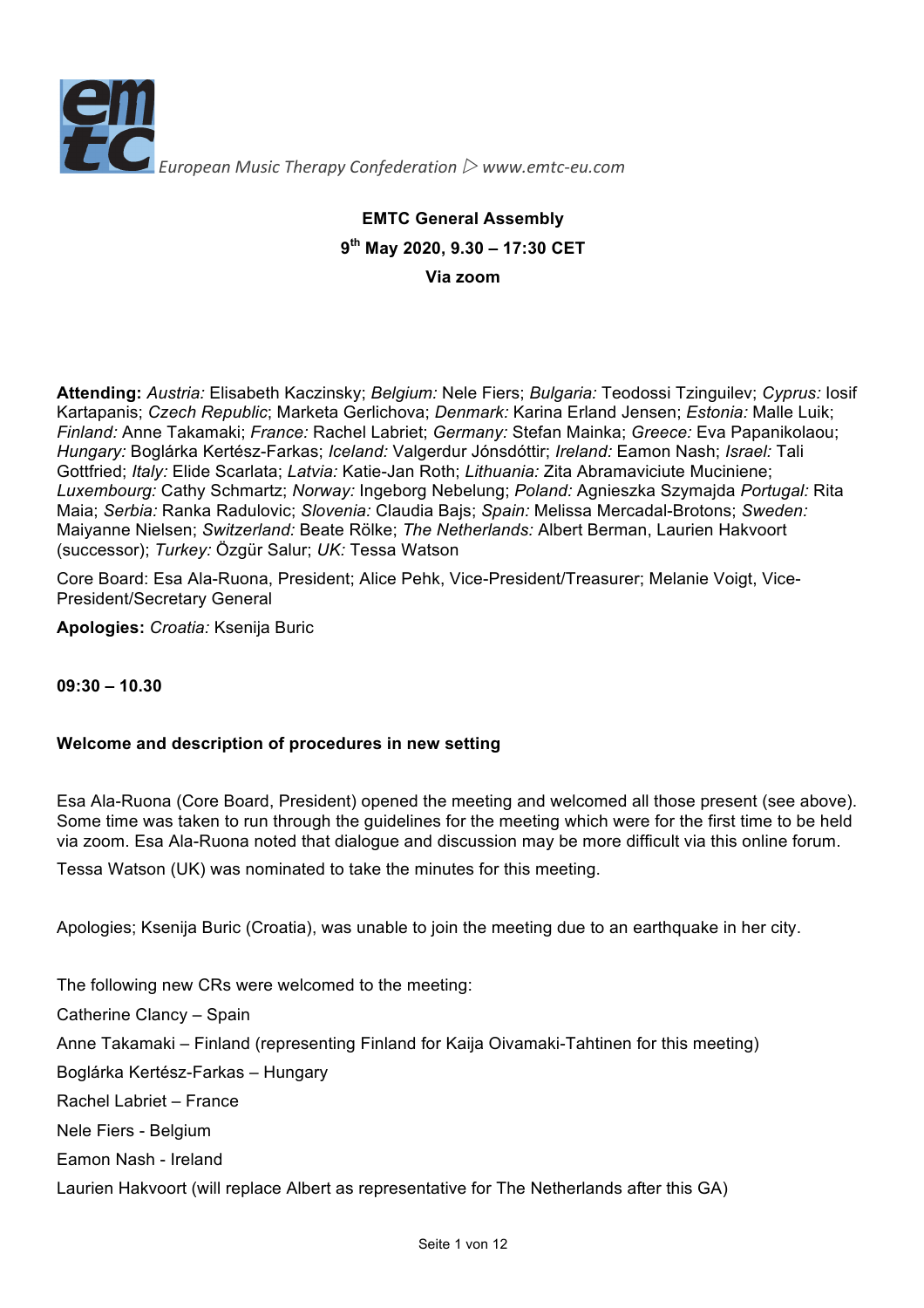European Music Therapy Confederation ▷ www.emtc-eu.com

**EMTC General Assembly**

**9th May 2020, 9.30 – 17:30 CET**

**Via zoom**

**Attending:** *Austria:* Elisabeth Kaczinsky; *Belgium:* Nele Fiers; *Bulgaria:* Teodossi Tzinguilev; *Cyprus:* Iosif Kartapanis; *Czech Republic*; Marketa Gerlichova; *Denmark:* Karina Erland Jensen; *Estonia:* Malle Luik; *Finland:* Anne Takamaki; *France:* Rachel Labriet; *Germany:* Stefan Mainka; *Greece:* Eva Papanikolaou; *Hungary:* Boglárka Kertész-Farkas; *Iceland:* Valgerdur Jónsdóttir; *Ireland:* Eamon Nash; *Israel:* Tali Gottfried; *Italy:* Elide Scarlata; *Latvia:* Katie-Jan Roth; *Lithuania:* Zita Abramaviciute Muciniene; *Luxembourg:* Cathy Schmartz; *Norway:* Ingeborg Nebelung; *Poland:* Agnieszka Szymajda *Portugal:* Rita Maia; *Serbia:* Ranka Radulovic; *Slovenia:* Claudia Bajs; *Spain:* Melissa Mercadal-Brotons; *Sweden:* Maiyanne Nielsen; *Switzerland:* Beate Rölke; *The Netherlands:* Albert Berman, Laurien Hakvoort (successor); *Turkey:* Özgür Salur; *UK:* Tessa Watson

Core Board: Esa Ala-Ruona, President; Alice Pehk, Vice-President/Treasurer; Melanie Voigt, Vice-President/Secretary General

**Apologies:** *Croatia:* Ksenija Buric

**09:30 – 10.30**

**Welcome and description of procedures in new setting**

Esa Ala-Ruona (Core Board, President) opened the meeting and welcomed all those present (see above). Some time was taken to run through the guidelines for the meeting which were for the first time to be held via zoom. Esa Ala-Ruona noted that dialogue and discussion may be more difficult via this online forum.

Tessa Watson (UK) was nominated to take the minutes for this meeting.

Apologies; Ksenija Buric (Croatia), was unable to join the meeting due to an earthquake in her city.

The following new CRs were welcomed to the meeting:

Catherine Clancy – Spain

Anne Takamaki – Finland (representing Finland for Kaija Oivamaki-Tahtinen for this meeting)

Boglárka Kertész-Farkas – Hungary

Rachel Labriet – France

Nele Fiers - Belgium

Eamon Nash - Ireland

Laurien Hakvoort (will replace Albert as representative for The Netherlands after this GA)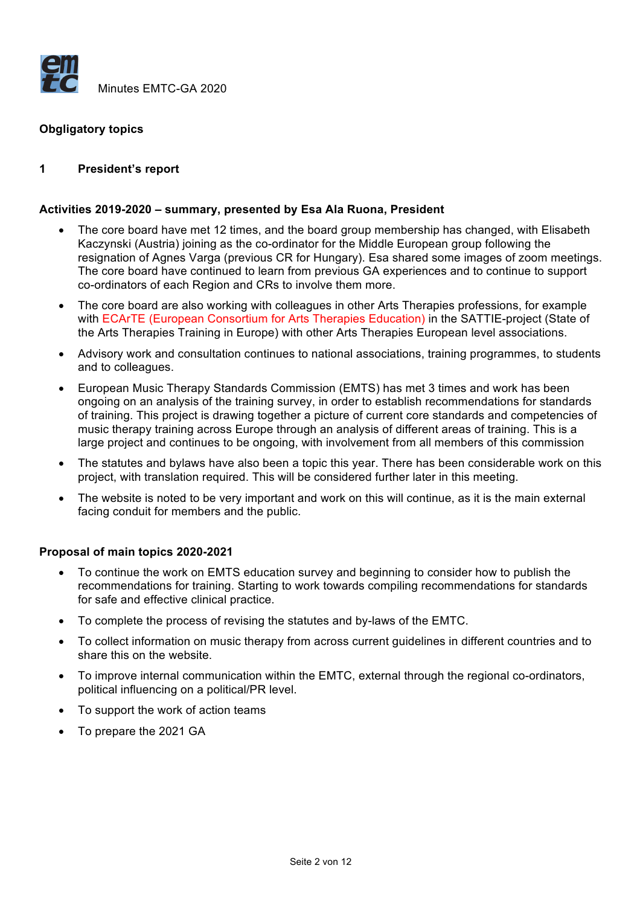Minutes EMTC-GA 2020

**Obgligatory topics**

## 1 President's report

**Activities 2019-2020 – summary, presented by Esa Ala Ruona, President**

- The core board have met 12 times, and the board group membership has changed, with Elisabeth Kaczynski (Austria) joining as the co-ordinator for the Middle European group following the resignation of Agnes Varga (previous CR for Hungary). Esa shared some images of zoom meetings. The core board have continued to learn from previous GA experiences and to continue to support co-ordinators of each Region and CRs to involve them more.
- The core board are also working with colleagues in other Arts Therapies professions, for example with ECArTE (European Consortium for Arts Therapies Education) in the SATTIE-project (State of the Arts Therapies Training in Europe) with other Arts Therapies European level associations.
- Advisory work and consultation continues to national associations, training programmes, to students and to colleagues.
- European Music Therapy Standards Commission (EMTS) has met 3 times and work has been ongoing on an analysis of the training survey, in order to establish recommendations for standards of training. This project is drawing together a picture of current core standards and competencies of music therapy training across Europe through an analysis of different areas of training. This is a large project and continues to be ongoing, with involvement from all members of this commission
- The statutes and bylaws have also been a topic this year. There has been considerable work on this project, with translation required. This will be considered further later in this meeting.
- The website is noted to be very important and work on this will continue, as it is the main external facing conduit for members and the public.

**Proposal of main topics 2020-2021**

- To continue the work on EMTS education survey and beginning to consider how to publish the recommendations for training. Starting to work towards compiling recommendations for standards for safe and effective clinical practice.
- To complete the process of revising the statutes and by-laws of the EMTC.
- To collect information on music therapy from across current guidelines in different countries and to share this on the website.
- To improve internal communication within the EMTC, external through the regional co-ordinators, political influencing on a political/PR level.
- To support the work of action teams
- To prepare the 2021 GA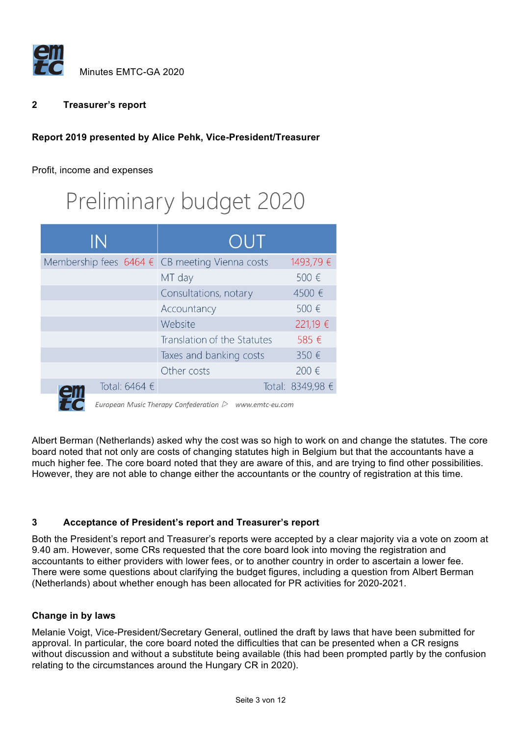Minutes EMTC-GA 2020

## 2 Treasurer's report

**Report 2019 presented by Alice Pehk, Vice-President/Treasurer**

Profit, income and expenses

### Preliminary budget 2020

| IN | | OUT | |
|---|---|---|---|
| Membership fees | 6464 € | CB meeting Vienna costs | 1493,79 € |
| | | MT day | 500 € |
| | | Consultations, notary | 4500 € |
| | | Accountancy | 500 € |
| | | Website | 221,19 € |
| | | Translation of the Statutes | 585 € |
| | | Taxes and banking costs | 350 € |
| | | Other costs | 200 € |
| | Total: 6464 € | | Total: 8349,98 € |

*European Music Therapy Confederation* ▷ *www.emtc-eu.com*

Albert Berman (Netherlands) asked why the cost was so high to work on and change the statutes. The core board noted that not only are costs of changing statutes high in Belgium but that the accountants have a much higher fee. The core board noted that they are aware of this, and are trying to find other possibilities. However, they are not able to change either the accountants or the country of registration at this time.

## 3 Acceptance of President's report and Treasurer's report

Both the President's report and Treasurer's reports were accepted by a clear majority via a vote on zoom at 9.40 am. However, some CRs requested that the core board look into moving the registration and accountants to either providers with lower fees, or to another country in order to ascertain a lower fee. There were some questions about clarifying the budget figures, including a question from Albert Berman (Netherlands) about whether enough has been allocated for PR activities for 2020-2021.

### Change in by laws

Melanie Voigt, Vice-President/Secretary General, outlined the draft by laws that have been submitted for approval. In particular, the core board noted the difficulties that can be presented when a CR resigns without discussion and without a substitute being available (this had been prompted partly by the confusion relating to the circumstances around the Hungary CR in 2020).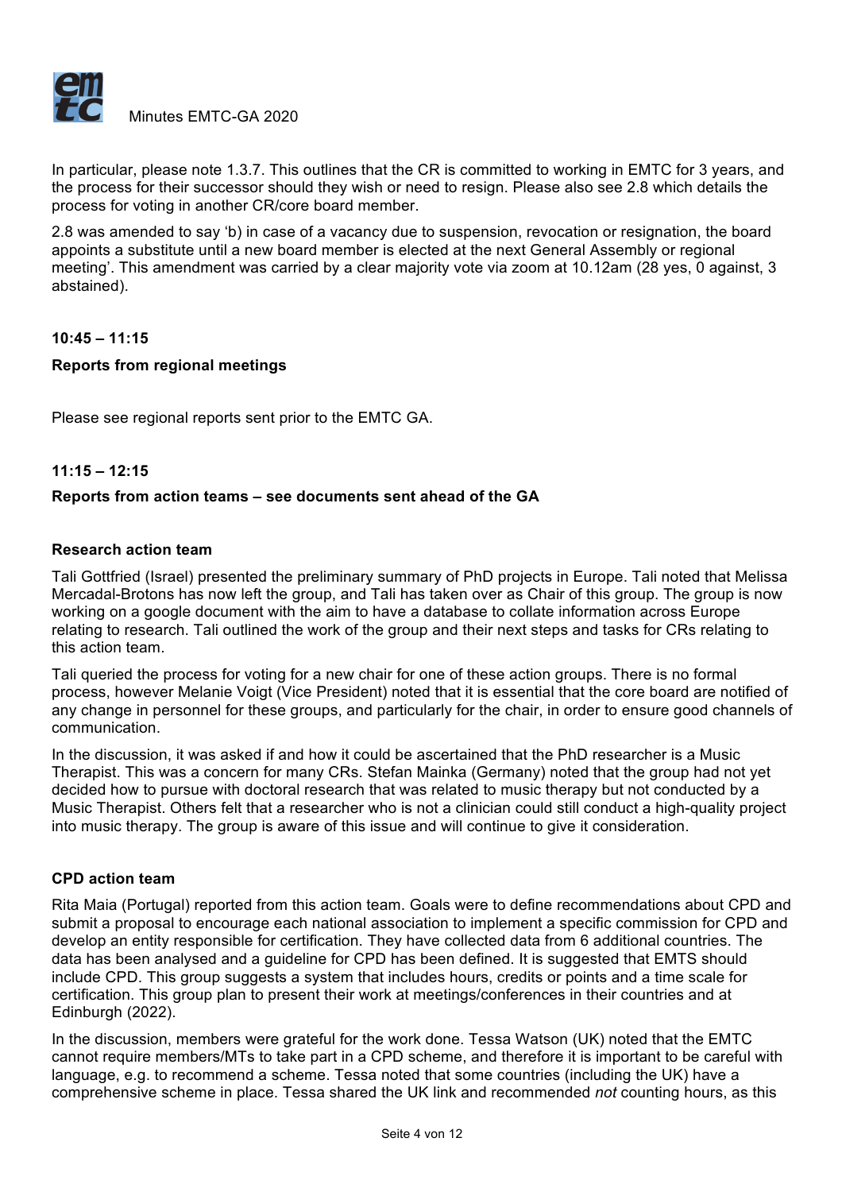In particular, please note 1.3.7. This outlines that the CR is committed to working in EMTC for 3 years, and the process for their successor should they wish or need to resign. Please also see 2.8 which details the process for voting in another CR/core board member.

2.8 was amended to say 'b) in case of a vacancy due to suspension, revocation or resignation, the board appoints a substitute until a new board member is elected at the next General Assembly or regional meeting'. This amendment was carried by a clear majority vote via zoom at 10.12am (28 yes, 0 against, 3 abstained).

**10:45 – 11:15**

**Reports from regional meetings**

Please see regional reports sent prior to the EMTC GA.

**11:15 – 12:15**

**Reports from action teams – see documents sent ahead of the GA**

**Research action team**

Tali Gottfried (Israel) presented the preliminary summary of PhD projects in Europe. Tali noted that Melissa Mercadal-Brotons has now left the group, and Tali has taken over as Chair of this group. The group is now working on a google document with the aim to have a database to collate information across Europe relating to research. Tali outlined the work of the group and their next steps and tasks for CRs relating to this action team.

Tali queried the process for voting for a new chair for one of these action groups. There is no formal process, however Melanie Voigt (Vice President) noted that it is essential that the core board are notified of any change in personnel for these groups, and particularly for the chair, in order to ensure good channels of communication.

In the discussion, it was asked if and how it could be ascertained that the PhD researcher is a Music Therapist. This was a concern for many CRs. Stefan Mainka (Germany) noted that the group had not yet decided how to pursue with doctoral research that was related to music therapy but not conducted by a Music Therapist. Others felt that a researcher who is not a clinician could still conduct a high-quality project into music therapy. The group is aware of this issue and will continue to give it consideration.

**CPD action team**

Rita Maia (Portugal) reported from this action team. Goals were to define recommendations about CPD and submit a proposal to encourage each national association to implement a specific commission for CPD and develop an entity responsible for certification. They have collected data from 6 additional countries. The data has been analysed and a guideline for CPD has been defined. It is suggested that EMTS should include CPD. This group suggests a system that includes hours, credits or points and a time scale for certification. This group plan to present their work at meetings/conferences in their countries and at Edinburgh (2022).

In the discussion, members were grateful for the work done. Tessa Watson (UK) noted that the EMTC cannot require members/MTs to take part in a CPD scheme, and therefore it is important to be careful with language, e.g. to recommend a scheme. Tessa noted that some countries (including the UK) have a comprehensive scheme in place. Tessa shared the UK link and recommended *not* counting hours, as this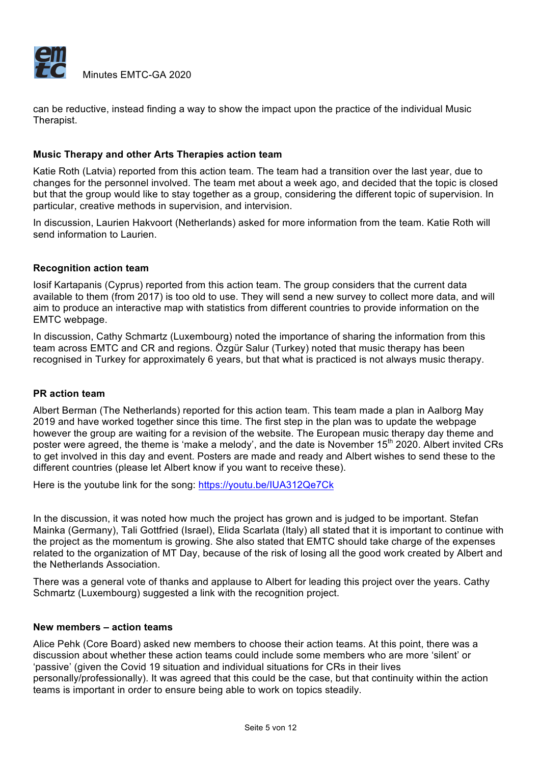can be reductive, instead finding a way to show the impact upon the practice of the individual Music Therapist.

### Music Therapy and other Arts Therapies action team

Katie Roth (Latvia) reported from this action team. The team had a transition over the last year, due to changes for the personnel involved. The team met about a week ago, and decided that the topic is closed but that the group would like to stay together as a group, considering the different topic of supervision. In particular, creative methods in supervision, and intervision.

In discussion, Laurien Hakvoort (Netherlands) asked for more information from the team. Katie Roth will send information to Laurien.

### Recognition action team

Iosif Kartapanis (Cyprus) reported from this action team. The group considers that the current data available to them (from 2017) is too old to use. They will send a new survey to collect more data, and will aim to produce an interactive map with statistics from different countries to provide information on the EMTC webpage.

In discussion, Cathy Schmartz (Luxembourg) noted the importance of sharing the information from this team across EMTC and CR and regions. Özgür Salur (Turkey) noted that music therapy has been recognised in Turkey for approximately 6 years, but that what is practiced is not always music therapy.

### PR action team

Albert Berman (The Netherlands) reported for this action team. This team made a plan in Aalborg May 2019 and have worked together since this time. The first step in the plan was to update the webpage however the group are waiting for a revision of the website. The European music therapy day theme and poster were agreed, the theme is 'make a melody', and the date is November 15th 2020. Albert invited CRs to get involved in this day and event. Posters are made and ready and Albert wishes to send these to the different countries (please let Albert know if you want to receive these).

Here is the youtube link for the song: https://youtu.be/IUA312Qe7Ck

In the discussion, it was noted how much the project has grown and is judged to be important. Stefan Mainka (Germany), Tali Gottfried (Israel), Elida Scarlata (Italy) all stated that it is important to continue with the project as the momentum is growing. She also stated that EMTC should take charge of the expenses related to the organization of MT Day, because of the risk of losing all the good work created by Albert and the Netherlands Association.

There was a general vote of thanks and applause to Albert for leading this project over the years. Cathy Schmartz (Luxembourg) suggested a link with the recognition project.

### New members – action teams

Alice Pehk (Core Board) asked new members to choose their action teams. At this point, there was a discussion about whether these action teams could include some members who are more 'silent' or 'passive' (given the Covid 19 situation and individual situations for CRs in their lives personally/professionally). It was agreed that this could be the case, but that continuity within the action teams is important in order to ensure being able to work on topics steadily.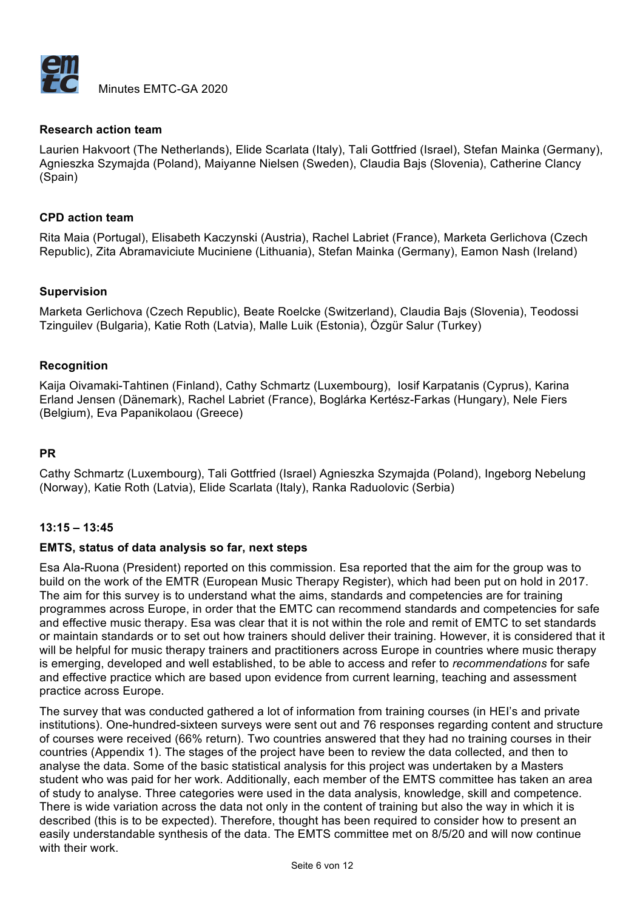### Research action team

Laurien Hakvoort (The Netherlands), Elide Scarlata (Italy), Tali Gottfried (Israel), Stefan Mainka (Germany), Agnieszka Szymajda (Poland), Maiyanne Nielsen (Sweden), Claudia Bajs (Slovenia), Catherine Clancy (Spain)

### CPD action team

Rita Maia (Portugal), Elisabeth Kaczynski (Austria), Rachel Labriet (France), Marketa Gerlichova (Czech Republic), Zita Abramaviciute Muciniene (Lithuania), Stefan Mainka (Germany), Eamon Nash (Ireland)

### Supervision

Marketa Gerlichova (Czech Republic), Beate Roelcke (Switzerland), Claudia Bajs (Slovenia), Teodossi Tzinguilev (Bulgaria), Katie Roth (Latvia), Malle Luik (Estonia), Özgür Salur (Turkey)

### Recognition

Kaija Oivamaki-Tahtinen (Finland), Cathy Schmartz (Luxembourg), Iosif Karpatanis (Cyprus), Karina Erland Jensen (Dänemark), Rachel Labriet (France), Boglárka Kertész-Farkas (Hungary), Nele Fiers (Belgium), Eva Papanikolaou (Greece)

### PR

Cathy Schmartz (Luxembourg), Tali Gottfried (Israel) Agnieszka Szymajda (Poland), Ingeborg Nebelung (Norway), Katie Roth (Latvia), Elide Scarlata (Italy), Ranka Raduolovic (Serbia)

### 13:15 – 13:45

### EMTS, status of data analysis so far, next steps

Esa Ala-Ruona (President) reported on this commission. Esa reported that the aim for the group was to build on the work of the EMTR (European Music Therapy Register), which had been put on hold in 2017. The aim for this survey is to understand what the aims, standards and competencies are for training programmes across Europe, in order that the EMTC can recommend standards and competencies for safe and effective music therapy. Esa was clear that it is not within the role and remit of EMTC to set standards or maintain standards or to set out how trainers should deliver their training. However, it is considered that it will be helpful for music therapy trainers and practitioners across Europe in countries where music therapy is emerging, developed and well established, to be able to access and refer to *recommendations* for safe and effective practice which are based upon evidence from current learning, teaching and assessment practice across Europe.

The survey that was conducted gathered a lot of information from training courses (in HEI's and private institutions). One-hundred-sixteen surveys were sent out and 76 responses regarding content and structure of courses were received (66% return). Two countries answered that they had no training courses in their countries (Appendix 1). The stages of the project have been to review the data collected, and then to analyse the data. Some of the basic statistical analysis for this project was undertaken by a Masters student who was paid for her work. Additionally, each member of the EMTS committee has taken an area of study to analyse. Three categories were used in the data analysis, knowledge, skill and competence. There is wide variation across the data not only in the content of training but also the way in which it is described (this is to be expected). Therefore, thought has been required to consider how to present an easily understandable synthesis of the data. The EMTS committee met on 8/5/20 and will now continue with their work.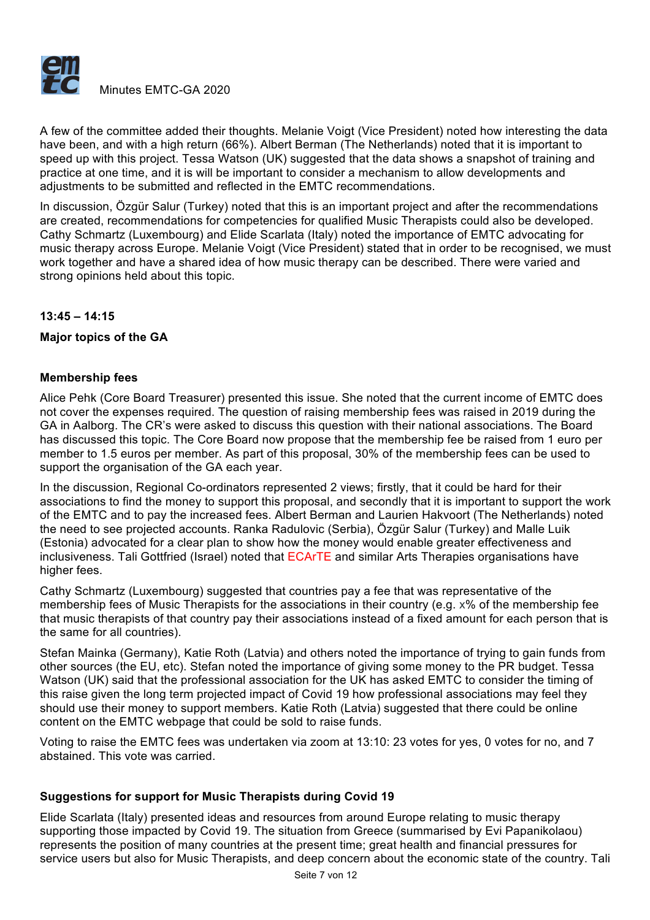A few of the committee added their thoughts. Melanie Voigt (Vice President) noted how interesting the data have been, and with a high return (66%). Albert Berman (The Netherlands) noted that it is important to speed up with this project. Tessa Watson (UK) suggested that the data shows a snapshot of training and practice at one time, and it is will be important to consider a mechanism to allow developments and adjustments to be submitted and reflected in the EMTC recommendations.

In discussion, Özgür Salur (Turkey) noted that this is an important project and after the recommendations are created, recommendations for competencies for qualified Music Therapists could also be developed. Cathy Schmartz (Luxembourg) and Elide Scarlata (Italy) noted the importance of EMTC advocating for music therapy across Europe. Melanie Voigt (Vice President) stated that in order to be recognised, we must work together and have a shared idea of how music therapy can be described. There were varied and strong opinions held about this topic.

**13:45 – 14:15**

**Major topics of the GA**

**Membership fees**

Alice Pehk (Core Board Treasurer) presented this issue. She noted that the current income of EMTC does not cover the expenses required. The question of raising membership fees was raised in 2019 during the GA in Aalborg. The CR's were asked to discuss this question with their national associations. The Board has discussed this topic. The Core Board now propose that the membership fee be raised from 1 euro per member to 1.5 euros per member. As part of this proposal, 30% of the membership fees can be used to support the organisation of the GA each year.

In the discussion, Regional Co-ordinators represented 2 views; firstly, that it could be hard for their associations to find the money to support this proposal, and secondly that it is important to support the work of the EMTC and to pay the increased fees. Albert Berman and Laurien Hakvoort (The Netherlands) noted the need to see projected accounts. Ranka Radulovic (Serbia), Özgür Salur (Turkey) and Malle Luik (Estonia) advocated for a clear plan to show how the money would enable greater effectiveness and inclusiveness. Tali Gottfried (Israel) noted that ECArTE and similar Arts Therapies organisations have higher fees.

Cathy Schmartz (Luxembourg) suggested that countries pay a fee that was representative of the membership fees of Music Therapists for the associations in their country (e.g. x% of the membership fee that music therapists of that country pay their associations instead of a fixed amount for each person that is the same for all countries).

Stefan Mainka (Germany), Katie Roth (Latvia) and others noted the importance of trying to gain funds from other sources (the EU, etc). Stefan noted the importance of giving some money to the PR budget. Tessa Watson (UK) said that the professional association for the UK has asked EMTC to consider the timing of this raise given the long term projected impact of Covid 19 how professional associations may feel they should use their money to support members. Katie Roth (Latvia) suggested that there could be online content on the EMTC webpage that could be sold to raise funds.

Voting to raise the EMTC fees was undertaken via zoom at 13:10: 23 votes for yes, 0 votes for no, and 7 abstained. This vote was carried.

**Suggestions for support for Music Therapists during Covid 19**

Elide Scarlata (Italy) presented ideas and resources from around Europe relating to music therapy supporting those impacted by Covid 19. The situation from Greece (summarised by Evi Papanikolaou) represents the position of many countries at the present time; great health and financial pressures for service users but also for Music Therapists, and deep concern about the economic state of the country. Tali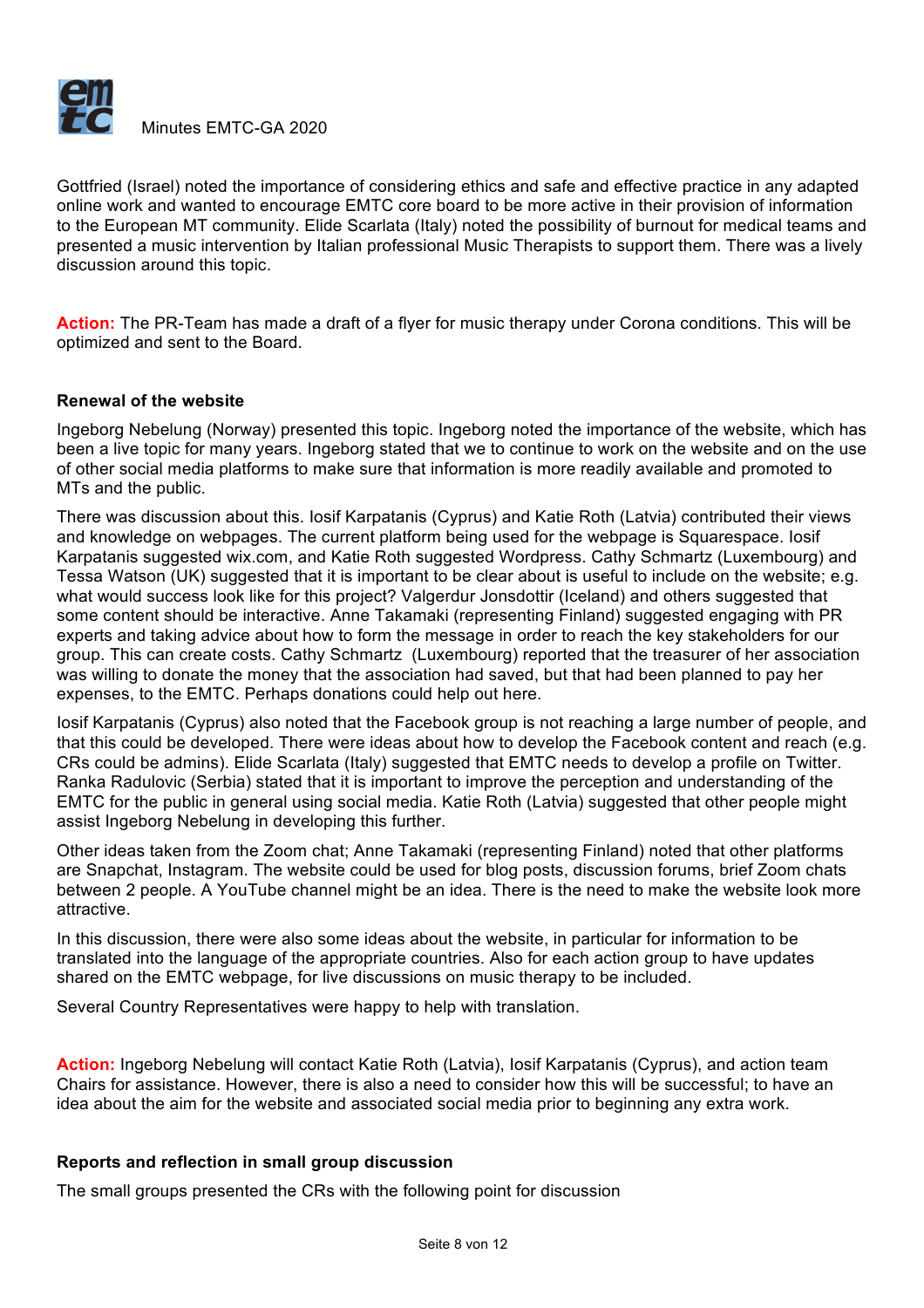Gottfried (Israel) noted the importance of considering ethics and safe and effective practice in any adapted online work and wanted to encourage EMTC core board to be more active in their provision of information to the European MT community. Elide Scarlata (Italy) noted the possibility of burnout for medical teams and presented a music intervention by Italian professional Music Therapists to support them. There was a lively discussion around this topic.

**Action:** The PR-Team has made a draft of a flyer for music therapy under Corona conditions. This will be optimized and sent to the Board.

### Renewal of the website

Ingeborg Nebelung (Norway) presented this topic. Ingeborg noted the importance of the website, which has been a live topic for many years. Ingeborg stated that we to continue to work on the website and on the use of other social media platforms to make sure that information is more readily available and promoted to MTs and the public.

There was discussion about this. Iosif Karpatanis (Cyprus) and Katie Roth (Latvia) contributed their views and knowledge on webpages. The current platform being used for the webpage is Squarespace. Iosif Karpatanis suggested wix.com, and Katie Roth suggested Wordpress. Cathy Schmartz (Luxembourg) and Tessa Watson (UK) suggested that it is important to be clear about is useful to include on the website; e.g. what would success look like for this project? Valgerdur Jonsdottir (Iceland) and others suggested that some content should be interactive. Anne Takamaki (representing Finland) suggested engaging with PR experts and taking advice about how to form the message in order to reach the key stakeholders for our group. This can create costs. Cathy Schmartz (Luxembourg) reported that the treasurer of her association was willing to donate the money that the association had saved, but that had been planned to pay her expenses, to the EMTC. Perhaps donations could help out here.

Iosif Karpatanis (Cyprus) also noted that the Facebook group is not reaching a large number of people, and that this could be developed. There were ideas about how to develop the Facebook content and reach (e.g. CRs could be admins). Elide Scarlata (Italy) suggested that EMTC needs to develop a profile on Twitter. Ranka Radulovic (Serbia) stated that it is important to improve the perception and understanding of the EMTC for the public in general using social media. Katie Roth (Latvia) suggested that other people might assist Ingeborg Nebelung in developing this further.

Other ideas taken from the Zoom chat; Anne Takamaki (representing Finland) noted that other platforms are Snapchat, Instagram. The website could be used for blog posts, discussion forums, brief Zoom chats between 2 people. A YouTube channel might be an idea. There is the need to make the website look more attractive.

In this discussion, there were also some ideas about the website, in particular for information to be translated into the language of the appropriate countries. Also for each action group to have updates shared on the EMTC webpage, for live discussions on music therapy to be included.

Several Country Representatives were happy to help with translation.

**Action:** Ingeborg Nebelung will contact Katie Roth (Latvia), Iosif Karpatanis (Cyprus), and action team Chairs for assistance. However, there is also a need to consider how this will be successful; to have an idea about the aim for the website and associated social media prior to beginning any extra work.

### Reports and reflection in small group discussion

The small groups presented the CRs with the following point for discussion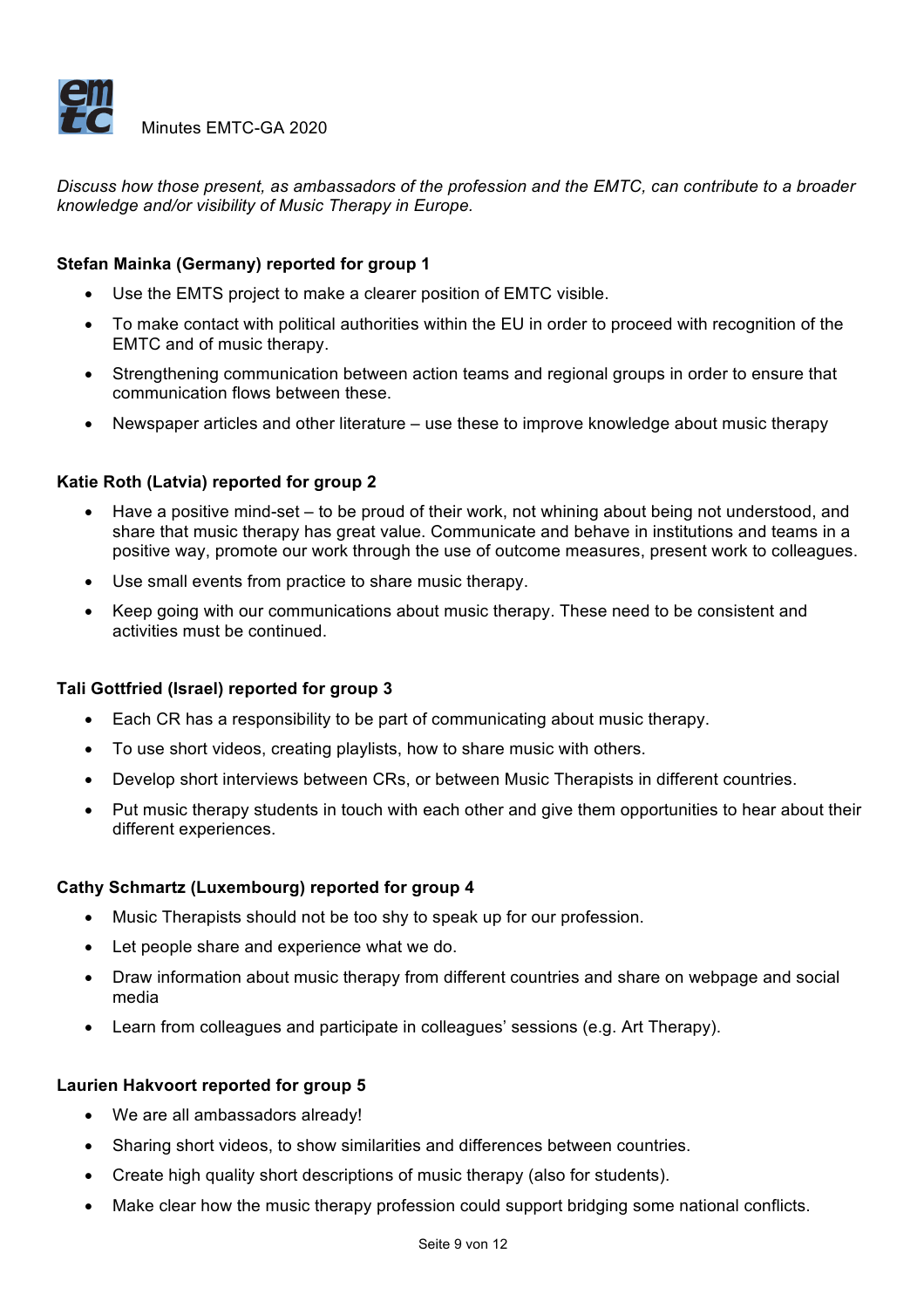*Discuss how those present, as ambassadors of the profession and the EMTC, can contribute to a broader knowledge and/or visibility of Music Therapy in Europe.*

**Stefan Mainka (Germany) reported for group 1**

- Use the EMTS project to make a clearer position of EMTC visible.
- To make contact with political authorities within the EU in order to proceed with recognition of the EMTC and of music therapy.
- Strengthening communication between action teams and regional groups in order to ensure that communication flows between these.
- Newspaper articles and other literature – use these to improve knowledge about music therapy

**Katie Roth (Latvia) reported for group 2**

- Have a positive mind-set – to be proud of their work, not whining about being not understood, and share that music therapy has great value. Communicate and behave in institutions and teams in a positive way, promote our work through the use of outcome measures, present work to colleagues.
- Use small events from practice to share music therapy.
- Keep going with our communications about music therapy. These need to be consistent and activities must be continued.

**Tali Gottfried (Israel) reported for group 3**

- Each CR has a responsibility to be part of communicating about music therapy.
- To use short videos, creating playlists, how to share music with others.
- Develop short interviews between CRs, or between Music Therapists in different countries.
- Put music therapy students in touch with each other and give them opportunities to hear about their different experiences.

**Cathy Schmartz (Luxembourg) reported for group 4**

- Music Therapists should not be too shy to speak up for our profession.
- Let people share and experience what we do.
- Draw information about music therapy from different countries and share on webpage and social media
- Learn from colleagues and participate in colleagues' sessions (e.g. Art Therapy).

**Laurien Hakvoort reported for group 5**

- We are all ambassadors already!
- Sharing short videos, to show similarities and differences between countries.
- Create high quality short descriptions of music therapy (also for students).
- Make clear how the music therapy profession could support bridging some national conflicts.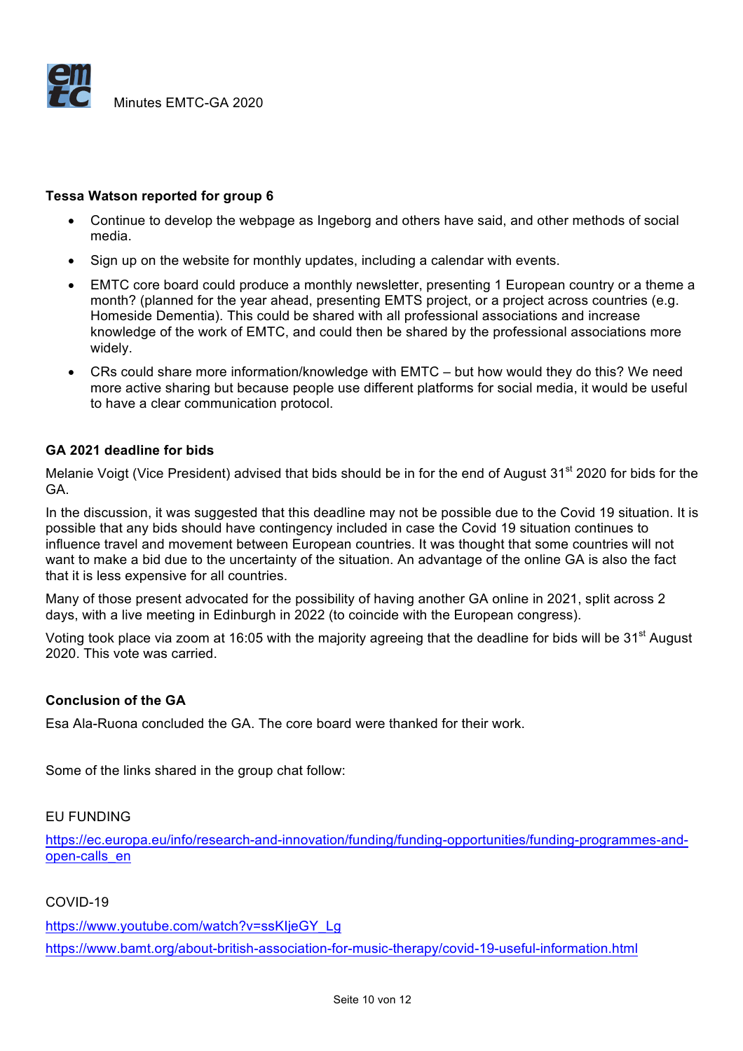**Tessa Watson reported for group 6**

- Continue to develop the webpage as Ingeborg and others have said, and other methods of social media.
- Sign up on the website for monthly updates, including a calendar with events.
- EMTC core board could produce a monthly newsletter, presenting 1 European country or a theme a month? (planned for the year ahead, presenting EMTS project, or a project across countries (e.g. Homeside Dementia). This could be shared with all professional associations and increase knowledge of the work of EMTC, and could then be shared by the professional associations more widely.
- CRs could share more information/knowledge with EMTC – but how would they do this? We need more active sharing but because people use different platforms for social media, it would be useful to have a clear communication protocol.

**GA 2021 deadline for bids**

Melanie Voigt (Vice President) advised that bids should be in for the end of August 31st 2020 for bids for the GA.

In the discussion, it was suggested that this deadline may not be possible due to the Covid 19 situation. It is possible that any bids should have contingency included in case the Covid 19 situation continues to influence travel and movement between European countries. It was thought that some countries will not want to make a bid due to the uncertainty of the situation. An advantage of the online GA is also the fact that it is less expensive for all countries.

Many of those present advocated for the possibility of having another GA online in 2021, split across 2 days, with a live meeting in Edinburgh in 2022 (to coincide with the European congress).

Voting took place via zoom at 16:05 with the majority agreeing that the deadline for bids will be 31st August 2020. This vote was carried.

**Conclusion of the GA**

Esa Ala-Ruona concluded the GA. The core board were thanked for their work.

Some of the links shared in the group chat follow:

EU FUNDING

https://ec.europa.eu/info/research-and-innovation/funding/funding-opportunities/funding-programmes-and-open-calls_en

COVID-19

https://www.youtube.com/watch?v=ssKljeGY_Lg

https://www.bamt.org/about-british-association-for-music-therapy/covid-19-useful-information.html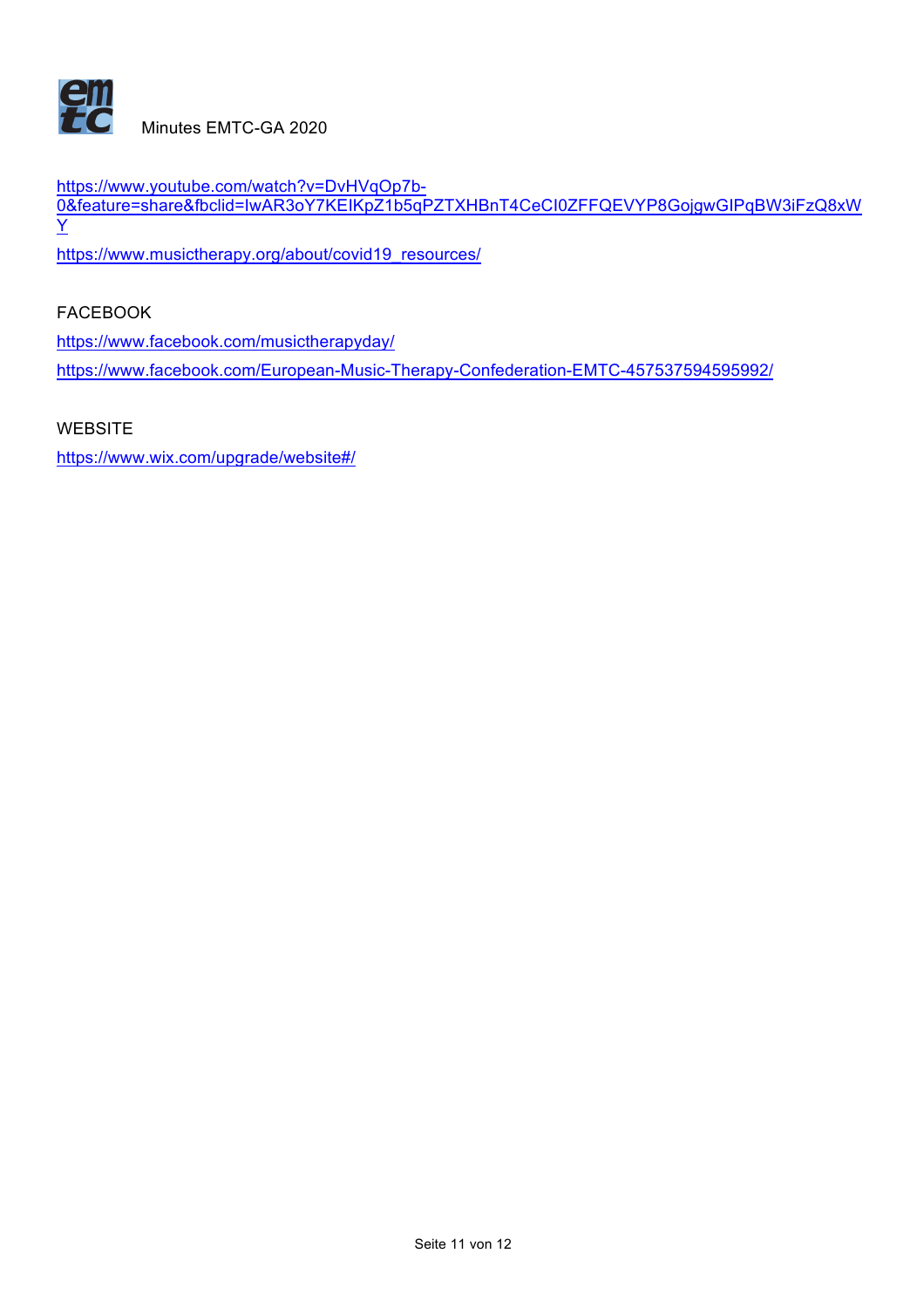https://www.youtube.com/watch?v=DvHVqOp7b-0&feature=share&fbclid=IwAR3oY7KEIKpZ1b5qPZTXHBnT4CeCI0ZFFQEVYP8GojgwGIPqBW3iFzQ8xWY

https://www.musictherapy.org/about/covid19_resources/

FACEBOOK

https://www.facebook.com/musictherapyday/

https://www.facebook.com/European-Music-Therapy-Confederation-EMTC-457537594595992/

WEBSITE

https://www.wix.com/upgrade/website#/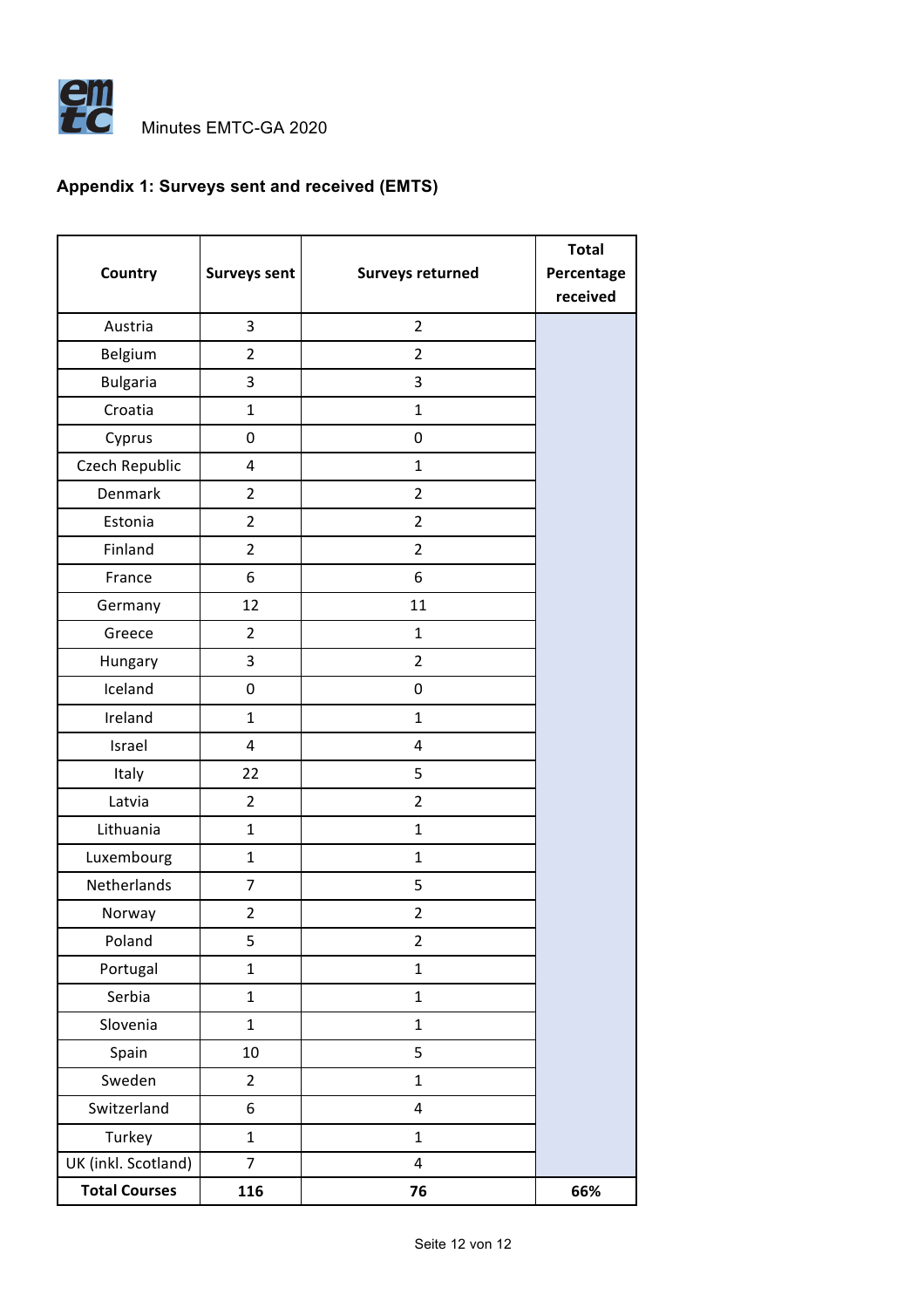## Appendix 1: Surveys sent and received (EMTS)

| Country | Surveys sent | Surveys returned | Total Percentage received |
|---|---|---|---|
| Austria | 3 | 2 | |
| Belgium | 2 | 2 | |
| Bulgaria | 3 | 3 | |
| Croatia | 1 | 1 | |
| Cyprus | 0 | 0 | |
| Czech Republic | 4 | 1 | |
| Denmark | 2 | 2 | |
| Estonia | 2 | 2 | |
| Finland | 2 | 2 | |
| France | 6 | 6 | |
| Germany | 12 | 11 | |
| Greece | 2 | 1 | |
| Hungary | 3 | 2 | |
| Iceland | 0 | 0 | |
| Ireland | 1 | 1 | |
| Israel | 4 | 4 | |
| Italy | 22 | 5 | |
| Latvia | 2 | 2 | |
| Lithuania | 1 | 1 | |
| Luxembourg | 1 | 1 | |
| Netherlands | 7 | 5 | |
| Norway | 2 | 2 | |
| Poland | 5 | 2 | |
| Portugal | 1 | 1 | |
| Serbia | 1 | 1 | |
| Slovenia | 1 | 1 | |
| Spain | 10 | 5 | |
| Sweden | 2 | 1 | |
| Switzerland | 6 | 4 | |
| Turkey | 1 | 1 | |
| UK (inkl. Scotland) | 7 | 4 | |
| **Total Courses** | **116** | **76** | **66%** |